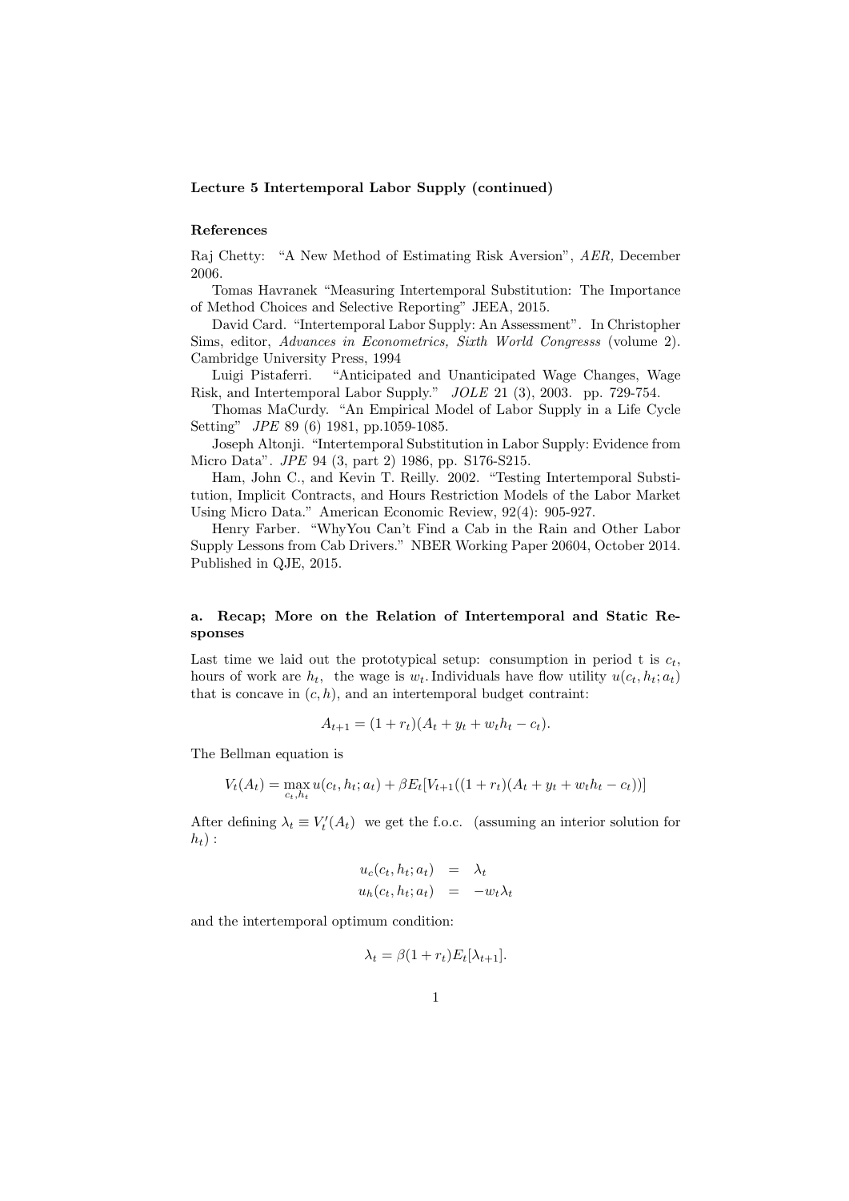**Lecture 5 Intertemporal Labor Supply (continued)**

**References**

Raj Chetty: "A New Method of Estimating Risk Aversion", *AER,* December 2006.

Tomas Havranek "Measuring Intertemporal Substitution: The Importance of Method Choices and Selective Reporting" JEEA, 2015.

David Card. "Intertemporal Labor Supply: An Assessment". In Christopher Sims, editor, *Advances in Econometrics, Sixth World Congresss* (volume 2). Cambridge University Press, 1994

Luigi Pistaferri. "Anticipated and Unanticipated Wage Changes, Wage Risk, and Intertemporal Labor Supply." *JOLE* 21 (3), 2003. pp. 729-754.

Thomas MaCurdy. "An Empirical Model of Labor Supply in a Life Cycle Setting" *JPE* 89 (6) 1981, pp.1059-1085.

Joseph Altonji. "Intertemporal Substitution in Labor Supply: Evidence from Micro Data". *JPE* 94 (3, part 2) 1986, pp. S176-S215.

Ham, John C., and Kevin T. Reilly. 2002. "Testing Intertemporal Substitution, Implicit Contracts, and Hours Restriction Models of the Labor Market Using Micro Data." American Economic Review, 92(4): 905-927.

Henry Farber. "WhyYou Can't Find a Cab in the Rain and Other Labor Supply Lessons from Cab Drivers." NBER Working Paper 20604, October 2014. Published in QJE, 2015.

**a. Recap; More on the Relation of Intertemporal and Static Responses**

Last time we laid out the prototypical setup: consumption in period t is $c_t$, hours of work are $h_t$, the wage is $w_t$. Individuals have flow utility $u(c_t, h_t; a_t)$ that is concave in $(c, h)$, and an intertemporal budget contraint:

$$A_{t+1} = (1 + r_t)(A_t + y_t + w_t h_t - c_t).$$

The Bellman equation is

$$V_t(A_t) = \max_{c_t, h_t} u(c_t, h_t; a_t) + \beta E_t[V_{t+1}((1 + r_t)(A_t + y_t + w_t h_t - c_t))]$$

After defining $\lambda_t \equiv V_t'(A_t)$ we get the f.o.c. (assuming an interior solution for $h_t$) :

$$\begin{aligned} u_c(c_t, h_t; a_t) &= \lambda_t \\ u_h(c_t, h_t; a_t) &= -w_t \lambda_t \end{aligned}$$

and the intertemporal optimum condition:

$$\lambda_t = \beta(1 + r_t)E_t[\lambda_{t+1}].$$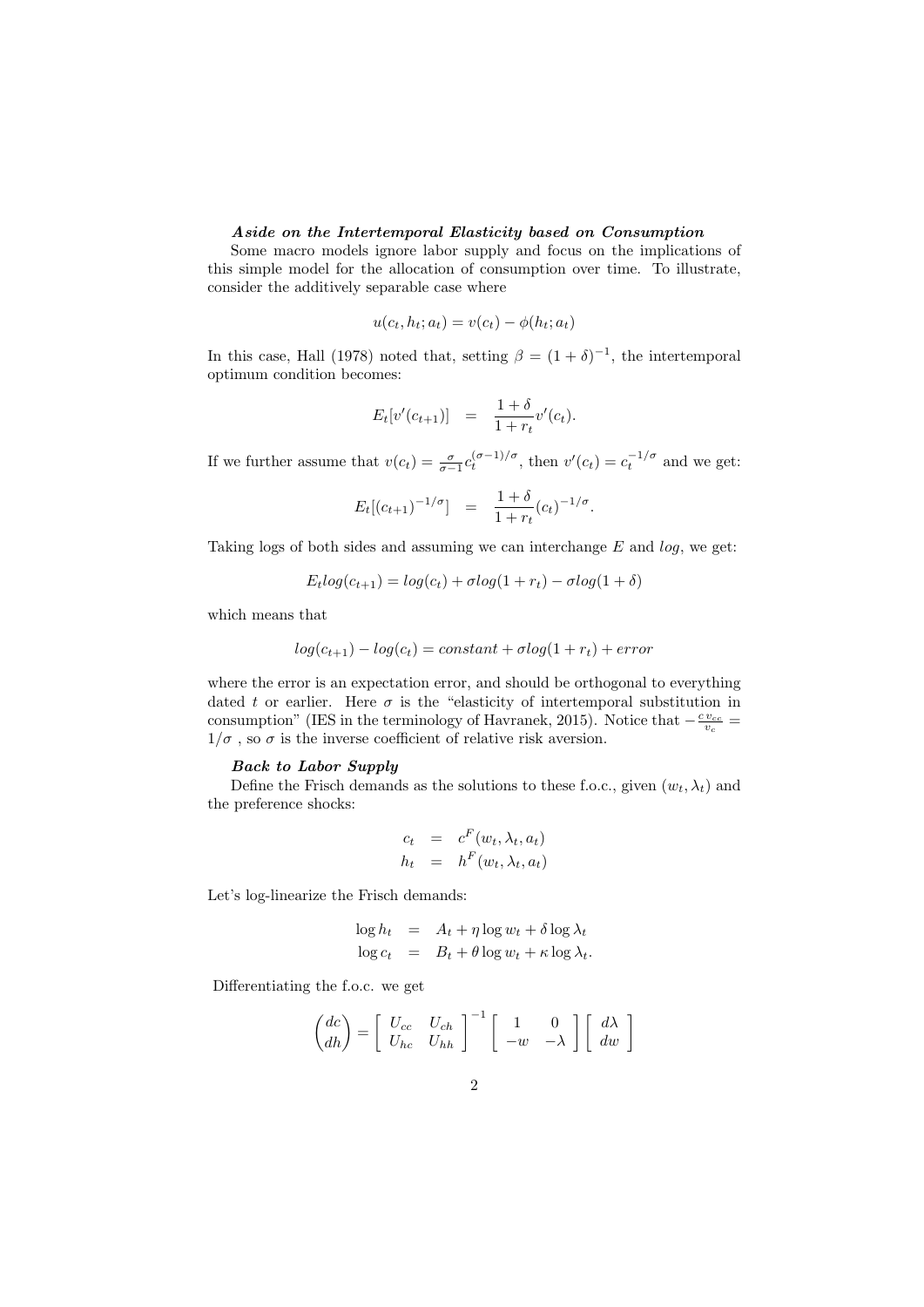***Aside on the Intertemporal Elasticity based on Consumption***

Some macro models ignore labor supply and focus on the implications of this simple model for the allocation of consumption over time. To illustrate, consider the additively separable case where

$$u(c_t, h_t; a_t) = v(c_t) - \phi(h_t; a_t)$$

In this case, Hall (1978) noted that, setting $\beta = (1+\delta)^{-1}$, the intertemporal optimum condition becomes:

$$E_t[v'(c_{t+1})] \quad = \quad \frac{1+\delta}{1+r_t} v'(c_t).$$

If we further assume that $v(c_t) = \frac{\sigma}{\sigma-1} c_t^{(\sigma-1)/\sigma}$, then $v'(c_t) = c_t^{-1/\sigma}$ and we get:

$$E_t[(c_{t+1})^{-1/\sigma}] \quad = \quad \frac{1+\delta}{1+r_t}(c_t)^{-1/\sigma}.$$

Taking logs of both sides and assuming we can interchange $E$ and $log$, we get:

$$E_t log(c_{t+1}) = log(c_t) + \sigma log(1+r_t) - \sigma log(1+\delta)$$

which means that

$$log(c_{t+1}) - log(c_t) = constant + \sigma log(1+r_t) + error$$

where the error is an expectation error, and should be orthogonal to everything dated $t$ or earlier. Here $\sigma$ is the "elasticity of intertemporal substitution in consumption" (IES in the terminology of Havranek, 2015). Notice that $-\frac{c\, v_{cc}}{v_c} = 1/\sigma$ , so $\sigma$ is the inverse coefficient of relative risk aversion.

***Back to Labor Supply***

Define the Frisch demands as the solutions to these f.o.c., given $(w_t, \lambda_t)$ and the preference shocks:

$$\begin{aligned} c_t &= c^F(w_t, \lambda_t, a_t) \\ h_t &= h^F(w_t, \lambda_t, a_t) \end{aligned}$$

Let's log-linearize the Frisch demands:

$$\begin{aligned} \log h_t &= A_t + \eta \log w_t + \delta \log \lambda_t \\ \log c_t &= B_t + \theta \log w_t + \kappa \log \lambda_t. \end{aligned}$$

Differentiating the f.o.c. we get

$$\begin{pmatrix} dc \\ dh \end{pmatrix} = \begin{bmatrix} U_{cc} & U_{ch} \\ U_{hc} & U_{hh} \end{bmatrix}^{-1} \begin{bmatrix} 1 & 0 \\ -w & -\lambda \end{bmatrix} \begin{bmatrix} d\lambda \\ dw \end{bmatrix}$$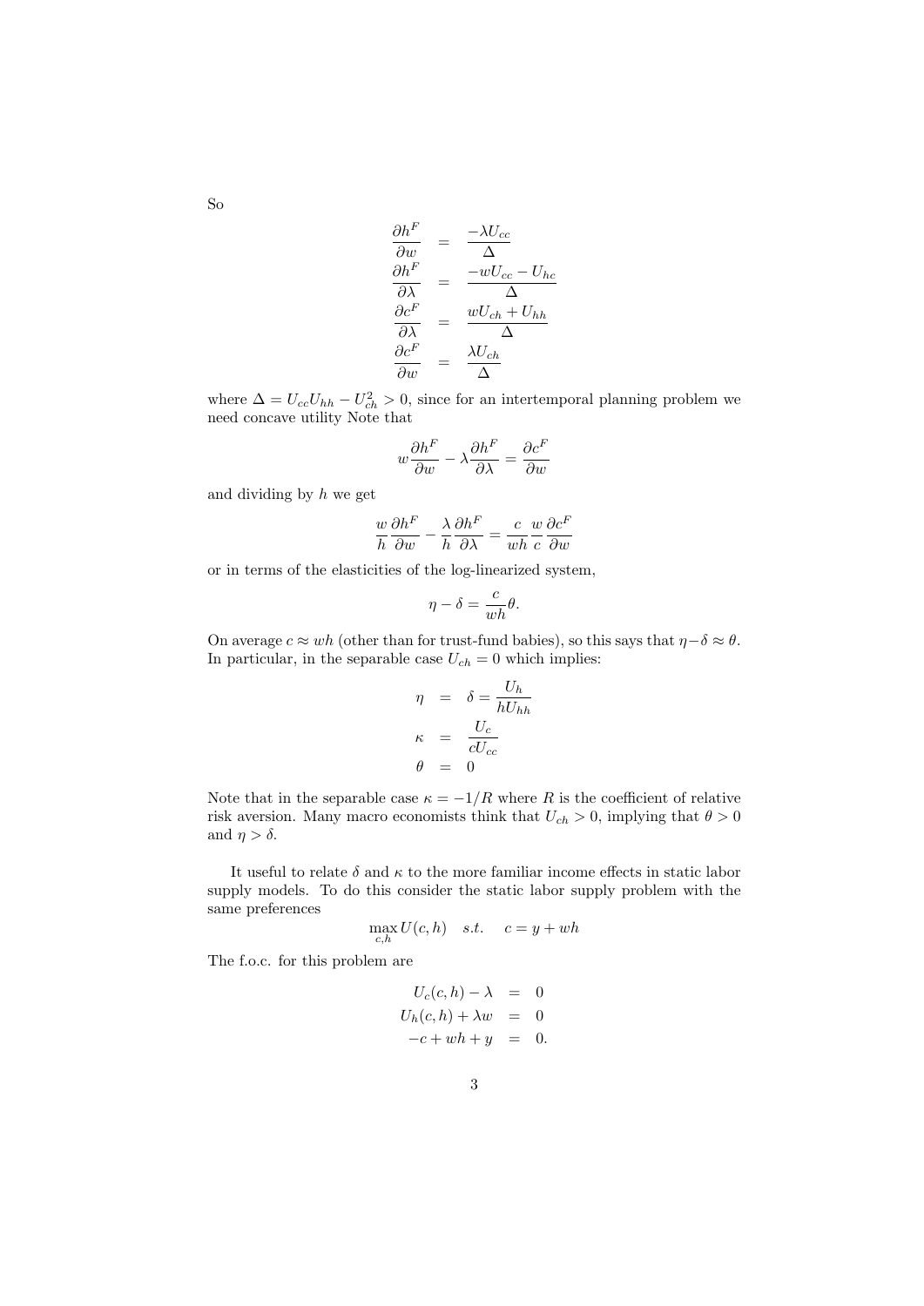So

$$
\begin{aligned}
\frac{\partial h^F}{\partial w} &= \frac{-\lambda U_{cc}}{\Delta} \\
\frac{\partial h^F}{\partial \lambda} &= \frac{-wU_{cc} - U_{hc}}{\Delta} \\
\frac{\partial c^F}{\partial \lambda} &= \frac{wU_{ch} + U_{hh}}{\Delta} \\
\frac{\partial c^F}{\partial w} &= \frac{\lambda U_{ch}}{\Delta}
\end{aligned}
$$

where $\Delta = U_{cc}U_{hh} - U_{ch}^2 > 0$, since for an intertemporal planning problem we need concave utility Note that

$$
w\frac{\partial h^F}{\partial w} - \lambda \frac{\partial h^F}{\partial \lambda} = \frac{\partial c^F}{\partial w}
$$

and dividing by $h$ we get

$$
\frac{w}{h}\frac{\partial h^F}{\partial w} - \frac{\lambda}{h}\frac{\partial h^F}{\partial \lambda} = \frac{c}{wh}\frac{w}{c}\frac{\partial c^F}{\partial w}
$$

or in terms of the elasticities of the log-linearized system,

$$
\eta - \delta = \frac{c}{wh}\theta.
$$

On average $c \approx wh$ (other than for trust-fund babies), so this says that $\eta - \delta \approx \theta$. In particular, in the separable case $U_{ch} = 0$ which implies:

$$
\begin{aligned}
\eta &= \delta = \frac{U_h}{hU_{hh}} \\
\kappa &= \frac{U_c}{cU_{cc}} \\
\theta &= 0
\end{aligned}
$$

Note that in the separable case $\kappa = -1/R$ where $R$ is the coefficient of relative risk aversion. Many macro economists think that $U_{ch} > 0$, implying that $\theta > 0$ and $\eta > \delta$.

It useful to relate $\delta$ and $\kappa$ to the more familiar income effects in static labor supply models. To do this consider the static labor supply problem with the same preferences

$$
\max_{c,h} U(c,h) \quad s.t. \quad c = y + wh
$$

The f.o.c. for this problem are

$$
\begin{aligned}
U_c(c,h) - \lambda &= 0 \\
U_h(c,h) + \lambda w &= 0 \\
-c + wh + y &= 0.
\end{aligned}
$$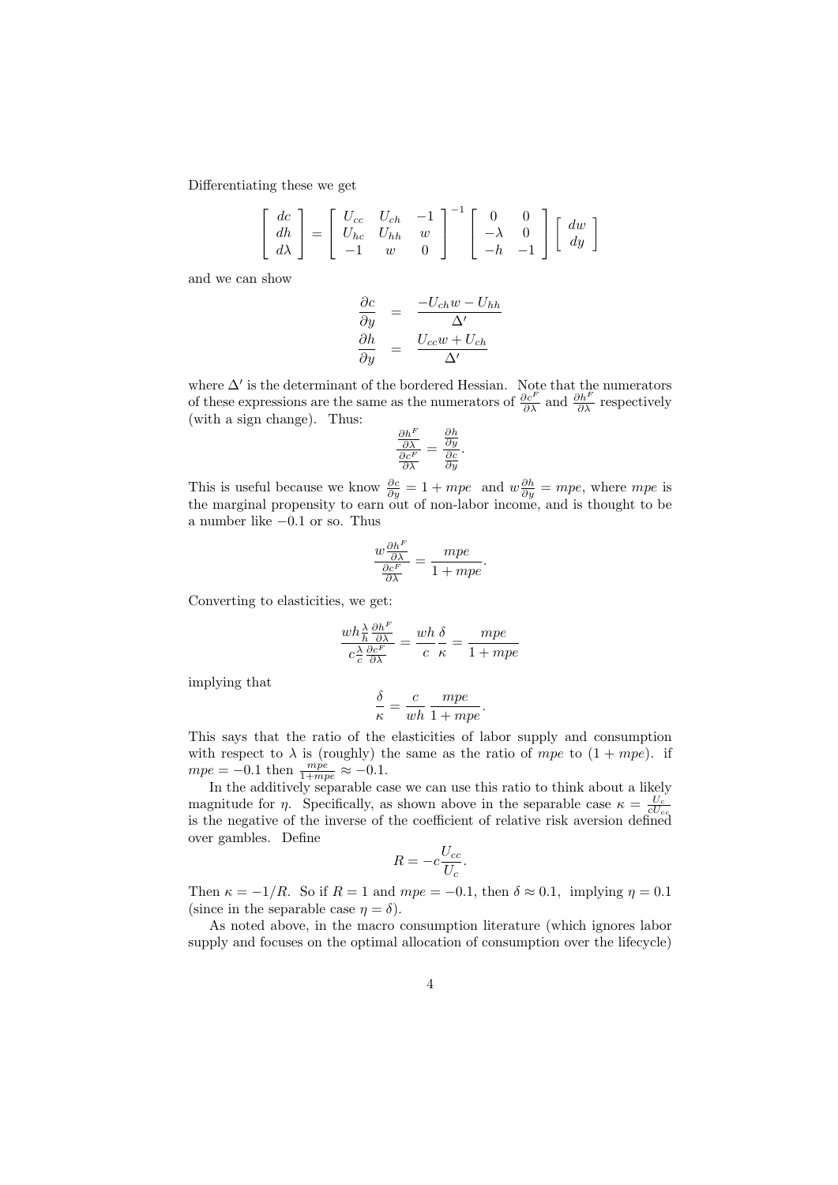Differentiating these we get

$$\left[\begin{array}{c} dc \\ dh \\ d\lambda \end{array}\right] = \left[\begin{array}{ccc} U_{cc} & U_{ch} & -1 \\ U_{hc} & U_{hh} & w \\ -1 & w & 0 \end{array}\right]^{-1} \left[\begin{array}{cc} 0 & 0 \\ -\lambda & 0 \\ -h & -1 \end{array}\right] \left[\begin{array}{c} dw \\ dy \end{array}\right]$$

and we can show

$$\begin{aligned} \frac{\partial c}{\partial y} &= \frac{-U_{ch}w - U_{hh}}{\Delta'} \\ \frac{\partial h}{\partial y} &= \frac{U_{cc}w + U_{ch}}{\Delta'} \end{aligned}$$

where $\Delta'$ is the determinant of the bordered Hessian. Note that the numerators of these expressions are the same as the numerators of $\frac{\partial c^F}{\partial \lambda}$ and $\frac{\partial h^F}{\partial \lambda}$ respectively (with a sign change). Thus:

$$\frac{\frac{\partial h^F}{\partial \lambda}}{\frac{\partial c^F}{\partial \lambda}} = \frac{\frac{\partial h}{\partial y}}{\frac{\partial c}{\partial y}}.$$

This is useful because we know $\frac{\partial c}{\partial y} = 1 + mpe$ and $w\frac{\partial h}{\partial y} = mpe$, where $mpe$ is the marginal propensity to earn out of non-labor income, and is thought to be a number like $-0.1$ or so. Thus

$$\frac{w\frac{\partial h^F}{\partial \lambda}}{\frac{\partial c^F}{\partial \lambda}} = \frac{mpe}{1 + mpe}.$$

Converting to elasticities, we get:

$$\frac{wh\frac{\lambda}{h}\frac{\partial h^F}{\partial \lambda}}{c\frac{\lambda}{c}\frac{\partial c^F}{\partial \lambda}} = \frac{wh}{c}\frac{\delta}{\kappa} = \frac{mpe}{1 + mpe}$$

implying that

$$\frac{\delta}{\kappa} = \frac{c}{wh}\frac{mpe}{1 + mpe}.$$

This says that the ratio of the elasticities of labor supply and consumption with respect to $\lambda$ is (roughly) the same as the ratio of $mpe$ to $(1 + mpe)$. if $mpe = -0.1$ then $\frac{mpe}{1+mpe} \approx -0.1$.

In the additively separable case we can use this ratio to think about a likely magnitude for $\eta$. Specifically, as shown above in the separable case $\kappa = \frac{U_c}{cU_{cc}}$ is the negative of the inverse of the coefficient of relative risk aversion defined over gambles. Define

$$R = -c\frac{U_{cc}}{U_c}.$$

Then $\kappa = -1/R$. So if $R = 1$ and $mpe = -0.1$, then $\delta \approx 0.1$, implying $\eta = 0.1$ (since in the separable case $\eta = \delta$).

As noted above, in the macro consumption literature (which ignores labor supply and focuses on the optimal allocation of consumption over the lifecycle)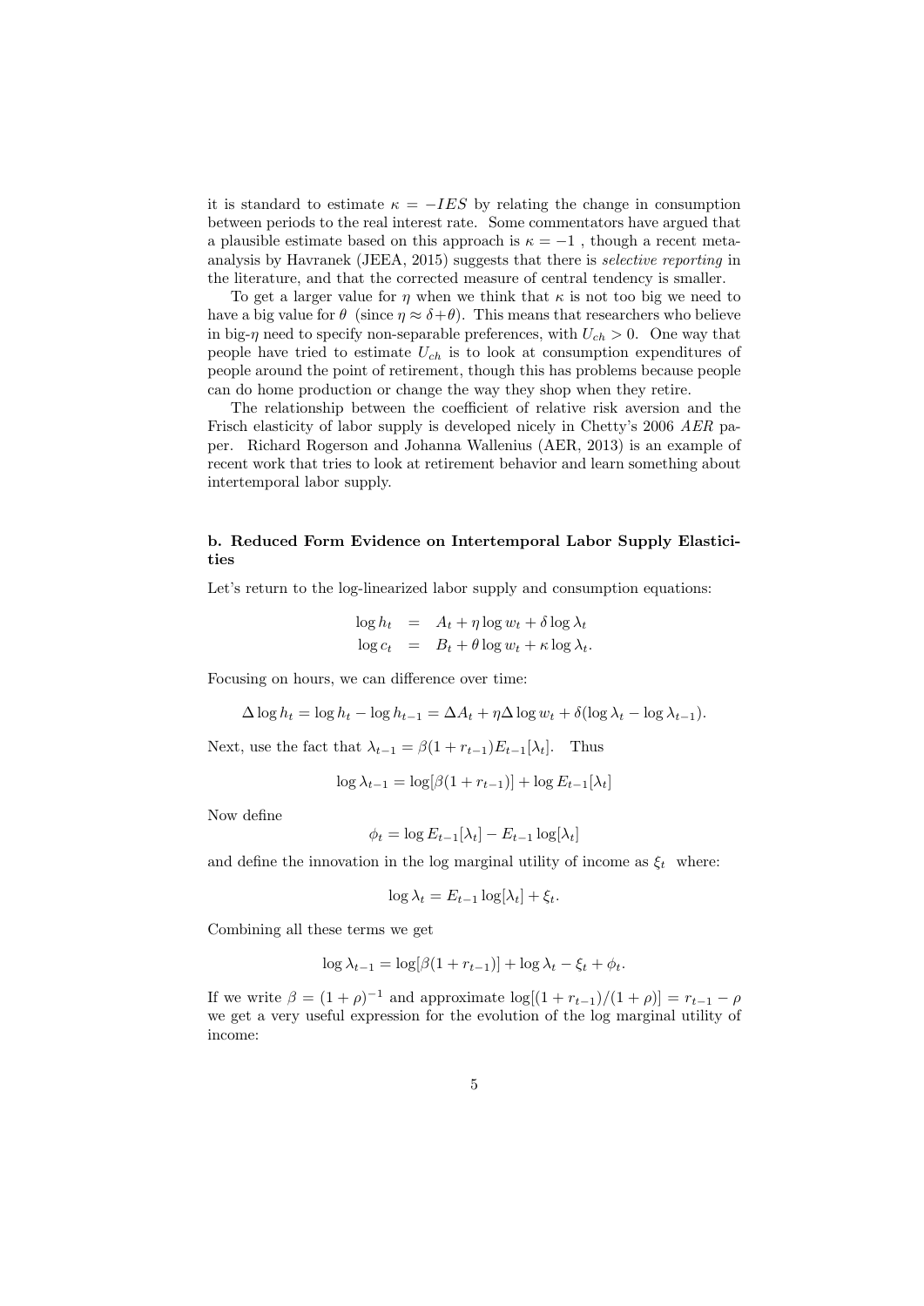it is standard to estimate $\kappa = -IES$ by relating the change in consumption between periods to the real interest rate. Some commentators have argued that a plausible estimate based on this approach is $\kappa = -1$ , though a recent meta-analysis by Havranek (JEEA, 2015) suggests that there is *selective reporting* in the literature, and that the corrected measure of central tendency is smaller.

To get a larger value for $\eta$ when we think that $\kappa$ is not too big we need to have a big value for $\theta$ (since $\eta \approx \delta + \theta$). This means that researchers who believe in big-$\eta$ need to specify non-separable preferences, with $U_{ch} > 0$. One way that people have tried to estimate $U_{ch}$ is to look at consumption expenditures of people around the point of retirement, though this has problems because people can do home production or change the way they shop when they retire.

The relationship between the coefficient of relative risk aversion and the Frisch elasticity of labor supply is developed nicely in Chetty's 2006 *AER* paper. Richard Rogerson and Johanna Wallenius (AER, 2013) is an example of recent work that tries to look at retirement behavior and learn something about intertemporal labor supply.

### b. Reduced Form Evidence on Intertemporal Labor Supply Elasticities

Let's return to the log-linearized labor supply and consumption equations:

$$\begin{aligned} \log h_t &= A_t + \eta \log w_t + \delta \log \lambda_t \\ \log c_t &= B_t + \theta \log w_t + \kappa \log \lambda_t. \end{aligned}$$

Focusing on hours, we can difference over time:

$$\Delta \log h_t = \log h_t - \log h_{t-1} = \Delta A_t + \eta \Delta \log w_t + \delta(\log \lambda_t - \log \lambda_{t-1}).$$

Next, use the fact that $\lambda_{t-1} = \beta(1 + r_{t-1})E_{t-1}[\lambda_t]$. Thus

$$\log \lambda_{t-1} = \log[\beta(1 + r_{t-1})] + \log E_{t-1}[\lambda_t]$$

Now define

$$\phi_t = \log E_{t-1}[\lambda_t] - E_{t-1} \log[\lambda_t]$$

and define the innovation in the log marginal utility of income as $\xi_t$ where:

$$\log \lambda_t = E_{t-1} \log[\lambda_t] + \xi_t.$$

Combining all these terms we get

$$\log \lambda_{t-1} = \log[\beta(1 + r_{t-1})] + \log \lambda_t - \xi_t + \phi_t.$$

If we write $\beta = (1 + \rho)^{-1}$ and approximate $\log[(1 + r_{t-1})/(1 + \rho)] = r_{t-1} - \rho$ we get a very useful expression for the evolution of the log marginal utility of income: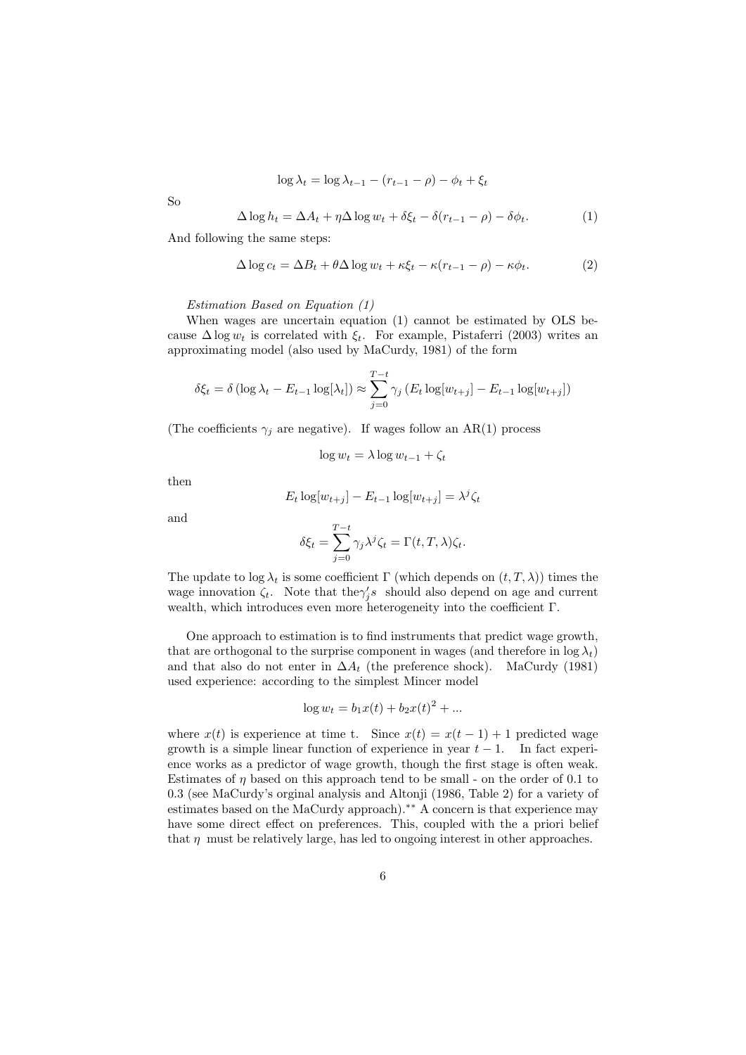$$\log \lambda_t = \log \lambda_{t-1} - (r_{t-1} - \rho) - \phi_t + \xi_t$$

So

$$\Delta \log h_t = \Delta A_t + \eta \Delta \log w_t + \delta \xi_t - \delta(r_{t-1} - \rho) - \delta \phi_t. \tag{1}$$

And following the same steps:

$$\Delta \log c_t = \Delta B_t + \theta \Delta \log w_t + \kappa \xi_t - \kappa(r_{t-1} - \rho) - \kappa \phi_t. \tag{2}$$

*Estimation Based on Equation (1)*

When wages are uncertain equation (1) cannot be estimated by OLS because $\Delta \log w_t$ is correlated with $\xi_t$. For example, Pistaferri (2003) writes an approximating model (also used by MaCurdy, 1981) of the form

$$\delta \xi_t = \delta \left( \log \lambda_t - E_{t-1} \log[\lambda_t] \right) \approx \sum_{j=0}^{T-t} \gamma_j \left( E_t \log[w_{t+j}] - E_{t-1} \log[w_{t+j}] \right)$$

(The coefficients $\gamma_j$ are negative). If wages follow an AR(1) process

$$\log w_t = \lambda \log w_{t-1} + \zeta_t$$

then

$$E_t \log[w_{t+j}] - E_{t-1} \log[w_{t+j}] = \lambda^j \zeta_t$$

and

$$\delta \xi_t = \sum_{j=0}^{T-t} \gamma_j \lambda^j \zeta_t = \Gamma(t, T, \lambda) \zeta_t.$$

The update to $\log \lambda_t$ is some coefficient $\Gamma$ (which depends on $(t, T, \lambda)$) times the wage innovation $\zeta_t$. Note that the$\gamma_j' s$ should also depend on age and current wealth, which introduces even more heterogeneity into the coefficient $\Gamma$.

One approach to estimation is to find instruments that predict wage growth, that are orthogonal to the surprise component in wages (and therefore in $\log \lambda_t$) and that also do not enter in $\Delta A_t$ (the preference shock). MaCurdy (1981) used experience: according to the simplest Mincer model

$$\log w_t = b_1 x(t) + b_2 x(t)^2 + ...$$

where $x(t)$ is experience at time t. Since $x(t) = x(t-1) + 1$ predicted wage growth is a simple linear function of experience in year $t - 1$. In fact experience works as a predictor of wage growth, though the first stage is often weak. Estimates of $\eta$ based on this approach tend to be small - on the order of 0.1 to 0.3 (see MaCurdy's orginal analysis and Altonji (1986, Table 2) for a variety of estimates based on the MaCurdy approach).** A concern is that experience may have some direct effect on preferences. This, coupled with the a priori belief that $\eta$ must be relatively large, has led to ongoing interest in other approaches.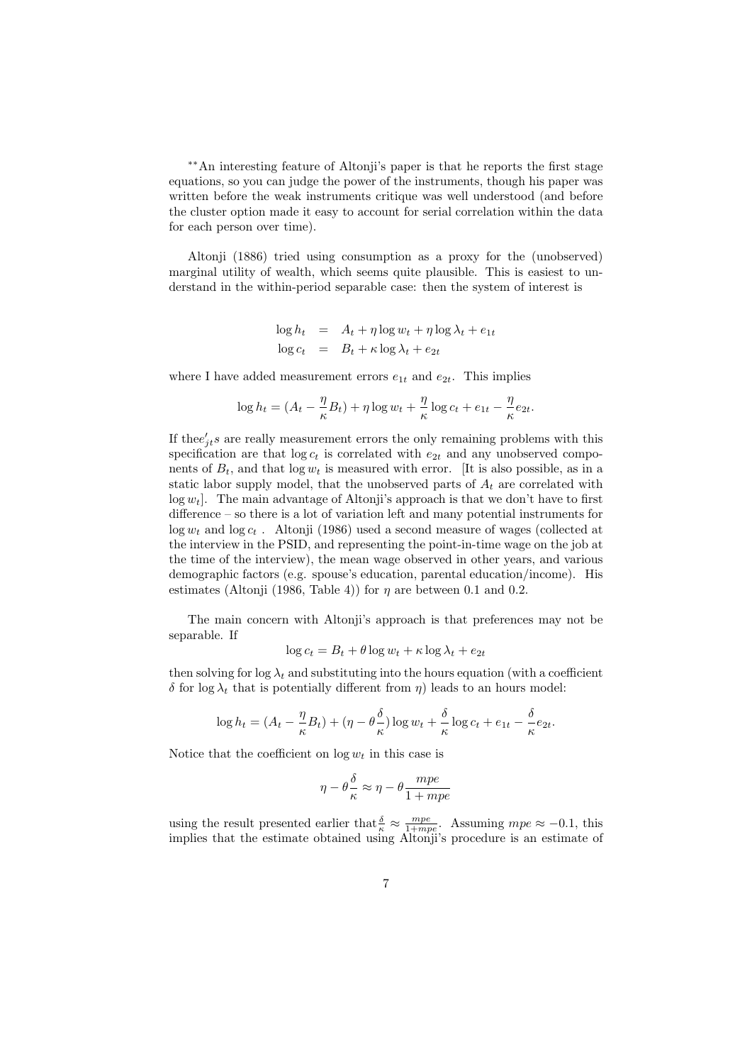**An interesting feature of Altonji's paper is that he reports the first stage equations, so you can judge the power of the instruments, though his paper was written before the weak instruments critique was well understood (and before the cluster option made it easy to account for serial correlation within the data for each person over time).

Altonji (1886) tried using consumption as a proxy for the (unobserved) marginal utility of wealth, which seems quite plausible. This is easiest to understand in the within-period separable case: then the system of interest is

$$\begin{aligned}
\log h_t &= A_t + \eta \log w_t + \eta \log \lambda_t + e_{1t} \\
\log c_t &= B_t + \kappa \log \lambda_t + e_{2t}
\end{aligned}$$

where I have added measurement errors $e_{1t}$ and $e_{2t}$. This implies

$$\log h_t = (A_t - \frac{\eta}{\kappa} B_t) + \eta \log w_t + \frac{\eta}{\kappa} \log c_t + e_{1t} - \frac{\eta}{\kappa} e_{2t}.$$

If the$e'_{jt}s$ are really measurement errors the only remaining problems with this specification are that $\log c_t$ is correlated with $e_{2t}$ and any unobserved components of $B_t$, and that $\log w_t$ is measured with error. [It is also possible, as in a static labor supply model, that the unobserved parts of $A_t$ are correlated with $\log w_t$]. The main advantage of Altonji's approach is that we don't have to first difference – so there is a lot of variation left and many potential instruments for $\log w_t$ and $\log c_t$ . Altonji (1986) used a second measure of wages (collected at the interview in the PSID, and representing the point-in-time wage on the job at the time of the interview), the mean wage observed in other years, and various demographic factors (e.g. spouse's education, parental education/income). His estimates (Altonji (1986, Table 4)) for $\eta$ are between 0.1 and 0.2.

The main concern with Altonji's approach is that preferences may not be separable. If

$$\log c_t = B_t + \theta \log w_t + \kappa \log \lambda_t + e_{2t}$$

then solving for $\log \lambda_t$ and substituting into the hours equation (with a coefficient $\delta$ for $\log \lambda_t$ that is potentially different from $\eta$) leads to an hours model:

$$\log h_t = (A_t - \frac{\eta}{\kappa} B_t) + (\eta - \theta \frac{\delta}{\kappa}) \log w_t + \frac{\delta}{\kappa} \log c_t + e_{1t} - \frac{\delta}{\kappa} e_{2t}.$$

Notice that the coefficient on $\log w_t$ in this case is

$$\eta - \theta \frac{\delta}{\kappa} \approx \eta - \theta \frac{mpe}{1 + mpe}$$

using the result presented earlier that $\frac{\delta}{\kappa} \approx \frac{mpe}{1+mpe}$. Assuming $mpe \approx -0.1$, this implies that the estimate obtained using Altonji's procedure is an estimate of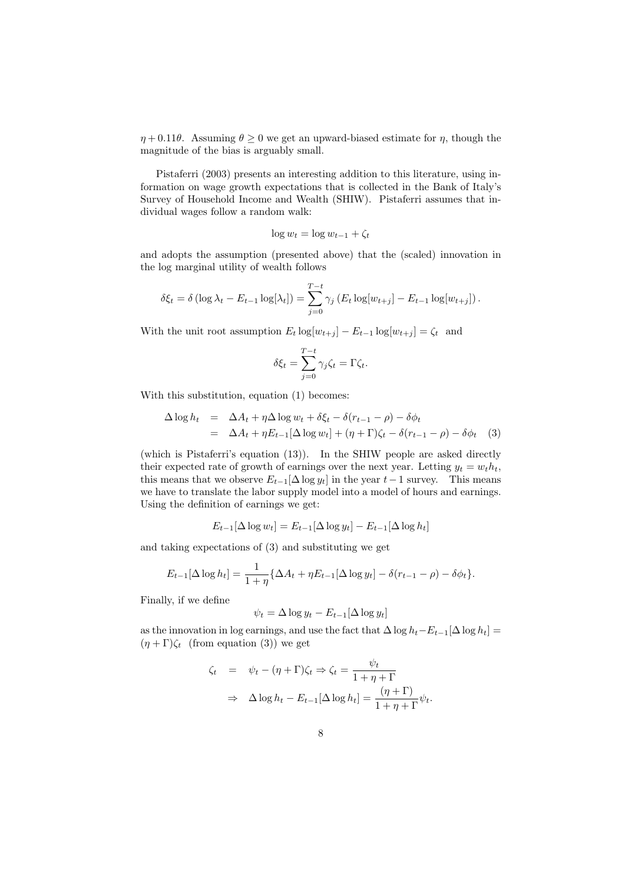$\eta + 0.11\theta$. Assuming $\theta \geq 0$ we get an upward-biased estimate for $\eta$, though the magnitude of the bias is arguably small.

Pistaferri (2003) presents an interesting addition to this literature, using information on wage growth expectations that is collected in the Bank of Italy's Survey of Household Income and Wealth (SHIW). Pistaferri assumes that individual wages follow a random walk:

$$\log w_t = \log w_{t-1} + \zeta_t$$

and adopts the assumption (presented above) that the (scaled) innovation in the log marginal utility of wealth follows

$$\delta\xi_t = \delta\left(\log\lambda_t - E_{t-1}\log[\lambda_t]\right) = \sum_{j=0}^{T-t}\gamma_j\left(E_t\log[w_{t+j}] - E_{t-1}\log[w_{t+j}]\right).$$

With the unit root assumption $E_t\log[w_{t+j}] - E_{t-1}\log[w_{t+j}] = \zeta_t$ and

$$\delta\xi_t = \sum_{j=0}^{T-t}\gamma_j\zeta_t = \Gamma\zeta_t.$$

With this substitution, equation (1) becomes:

$$\begin{aligned}
\Delta\log h_t &= \Delta A_t + \eta\Delta\log w_t + \delta\xi_t - \delta(r_{t-1} - \rho) - \delta\phi_t \\
&= \Delta A_t + \eta E_{t-1}[\Delta\log w_t] + (\eta + \Gamma)\zeta_t - \delta(r_{t-1} - \rho) - \delta\phi_t \quad (3)
\end{aligned}$$

(which is Pistaferri's equation (13)). In the SHIW people are asked directly their expected rate of growth of earnings over the next year. Letting $y_t = w_t h_t$, this means that we observe $E_{t-1}[\Delta\log y_t]$ in the year $t-1$ survey. This means we have to translate the labor supply model into a model of hours and earnings. Using the definition of earnings we get:

$$E_{t-1}[\Delta\log w_t] = E_{t-1}[\Delta\log y_t] - E_{t-1}[\Delta\log h_t]$$

and taking expectations of (3) and substituting we get

$$E_{t-1}[\Delta\log h_t] = \frac{1}{1+\eta}\{\Delta A_t + \eta E_{t-1}[\Delta\log y_t] - \delta(r_{t-1} - \rho) - \delta\phi_t\}.$$

Finally, if we define

$$\psi_t = \Delta\log y_t - E_{t-1}[\Delta\log y_t]$$

as the innovation in log earnings, and use the fact that $\Delta\log h_t - E_{t-1}[\Delta\log h_t] = (\eta + \Gamma)\zeta_t$ (from equation (3)) we get

$$\begin{aligned}
\zeta_t &= \psi_t - (\eta + \Gamma)\zeta_t \Rightarrow \zeta_t = \frac{\psi_t}{1 + \eta + \Gamma} \\
&\Rightarrow \Delta\log h_t - E_{t-1}[\Delta\log h_t] = \frac{(\eta + \Gamma)}{1 + \eta + \Gamma}\psi_t.
\end{aligned}$$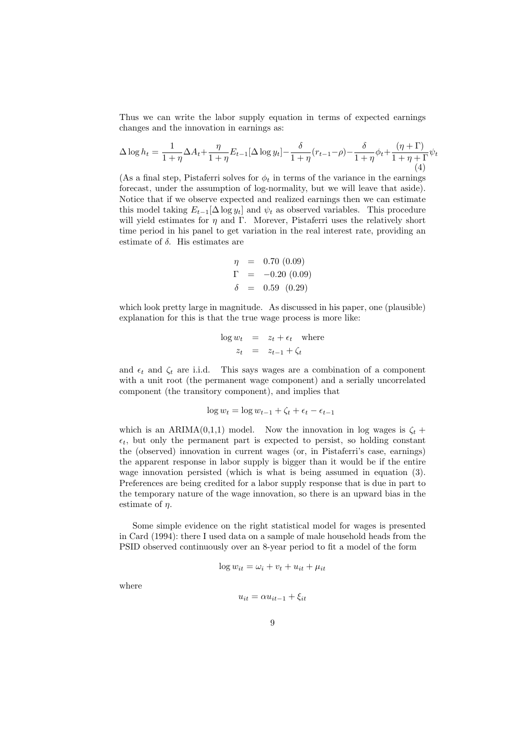Thus we can write the labor supply equation in terms of expected earnings changes and the innovation in earnings as:

$$\Delta \log h_t = \frac{1}{1+\eta}\Delta A_t + \frac{\eta}{1+\eta}E_{t-1}[\Delta \log y_t] - \frac{\delta}{1+\eta}(r_{t-1}-\rho) - \frac{\delta}{1+\eta}\phi_t + \frac{(\eta+\Gamma)}{1+\eta+\Gamma}\psi_t \tag{4}$$

(As a final step, Pistaferri solves for $\phi_t$ in terms of the variance in the earnings forecast, under the assumption of log-normality, but we will leave that aside). Notice that if we observe expected and realized earnings then we can estimate this model taking $E_{t-1}[\Delta \log y_t]$ and $\psi_t$ as observed variables. This procedure will yield estimates for $\eta$ and $\Gamma$. Morever, Pistaferri uses the relatively short time period in his panel to get variation in the real interest rate, providing an estimate of $\delta$. His estimates are

$$\begin{aligned} \eta &= 0.70 \ (0.09) \\ \Gamma &= -0.20 \ (0.09) \\ \delta &= 0.59 \ \ (0.29) \end{aligned}$$

which look pretty large in magnitude. As discussed in his paper, one (plausible) explanation for this is that the true wage process is more like:

$$\begin{aligned} \log w_t &= z_t + \epsilon_t \quad \text{where} \\ z_t &= z_{t-1} + \zeta_t \end{aligned}$$

and $\epsilon_t$ and $\zeta_t$ are i.i.d. This says wages are a combination of a component with a unit root (the permanent wage component) and a serially uncorrelated component (the transitory component), and implies that

$$\log w_t = \log w_{t-1} + \zeta_t + \epsilon_t - \epsilon_{t-1}$$

which is an ARIMA(0,1,1) model. Now the innovation in log wages is $\zeta_t + \epsilon_t$, but only the permanent part is expected to persist, so holding constant the (observed) innovation in current wages (or, in Pistaferri's case, earnings) the apparent response in labor supply is bigger than it would be if the entire wage innovation persisted (which is what is being assumed in equation (3). Preferences are being credited for a labor supply response that is due in part to the temporary nature of the wage innovation, so there is an upward bias in the estimate of $\eta$.

Some simple evidence on the right statistical model for wages is presented in Card (1994): there I used data on a sample of male household heads from the PSID observed continuously over an 8-year period to fit a model of the form

$$\log w_{it} = \omega_i + v_t + u_{it} + \mu_{it}$$

where

$$u_{it} = \alpha u_{it-1} + \xi_{it}$$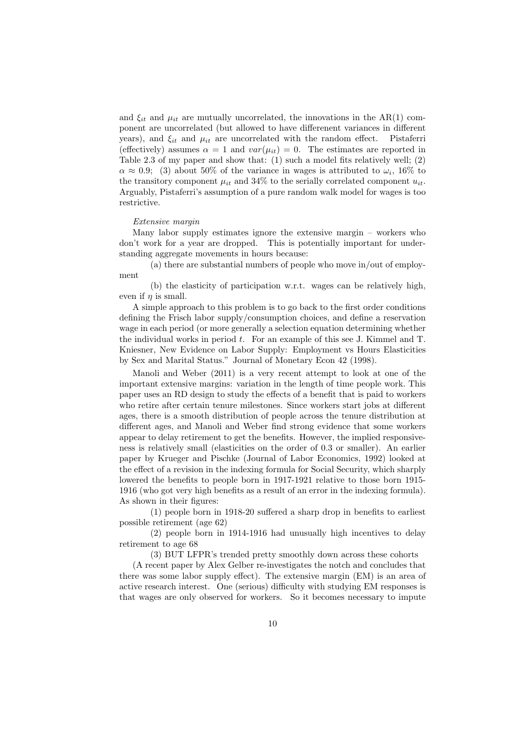and $\xi_{it}$ and $\mu_{it}$ are mutually uncorrelated, the innovations in the AR(1) component are uncorrelated (but allowed to have different variances in different years), and $\xi_{it}$ and $\mu_{it}$ are uncorrelated with the random effect. Pistaferri (effectively) assumes $\alpha = 1$ and $var(\mu_{it}) = 0$. The estimates are reported in Table 2.3 of my paper and show that: (1) such a model fits relatively well; (2) $\alpha \approx 0.9$; (3) about 50% of the variance in wages is attributed to $\omega_i$, 16% to the transitory component $\mu_{it}$ and 34% to the serially correlated component $u_{it}$. Arguably, Pistaferri's assumption of a pure random walk model for wages is too restrictive.

*Extensive margin*

Many labor supply estimates ignore the extensive margin – workers who don't work for a year are dropped. This is potentially important for understanding aggregate movements in hours because:

(a) there are substantial numbers of people who move in/out of employment

(b) the elasticity of participation w.r.t. wages can be relatively high, even if $\eta$ is small.

A simple approach to this problem is to go back to the first order conditions defining the Frisch labor supply/consumption choices, and define a reservation wage in each period (or more generally a selection equation determining whether the individual works in period $t$. For an example of this see J. Kimmel and T. Kniesner, New Evidence on Labor Supply: Employment vs Hours Elasticities by Sex and Marital Status." Journal of Monetary Econ 42 (1998).

Manoli and Weber (2011) is a very recent attempt to look at one of the important extensive margins: variation in the length of time people work. This paper uses an RD design to study the effects of a benefit that is paid to workers who retire after certain tenure milestones. Since workers start jobs at different ages, there is a smooth distribution of people across the tenure distribution at different ages, and Manoli and Weber find strong evidence that some workers appear to delay retirement to get the benefits. However, the implied responsiveness is relatively small (elasticities on the order of 0.3 or smaller). An earlier paper by Krueger and Pischke (Journal of Labor Economics, 1992) looked at the effect of a revision in the indexing formula for Social Security, which sharply lowered the benefits to people born in 1917-1921 relative to those born 1915-1916 (who got very high benefits as a result of an error in the indexing formula). As shown in their figures:

(1) people born in 1918-20 suffered a sharp drop in benefits to earliest possible retirement (age 62)

(2) people born in 1914-1916 had unusually high incentives to delay retirement to age 68

(3) BUT LFPR's trended pretty smoothly down across these cohorts

(A recent paper by Alex Gelber re-investigates the notch and concludes that there was some labor supply effect). The extensive margin (EM) is an area of active research interest. One (serious) difficulty with studying EM responses is that wages are only observed for workers. So it becomes necessary to impute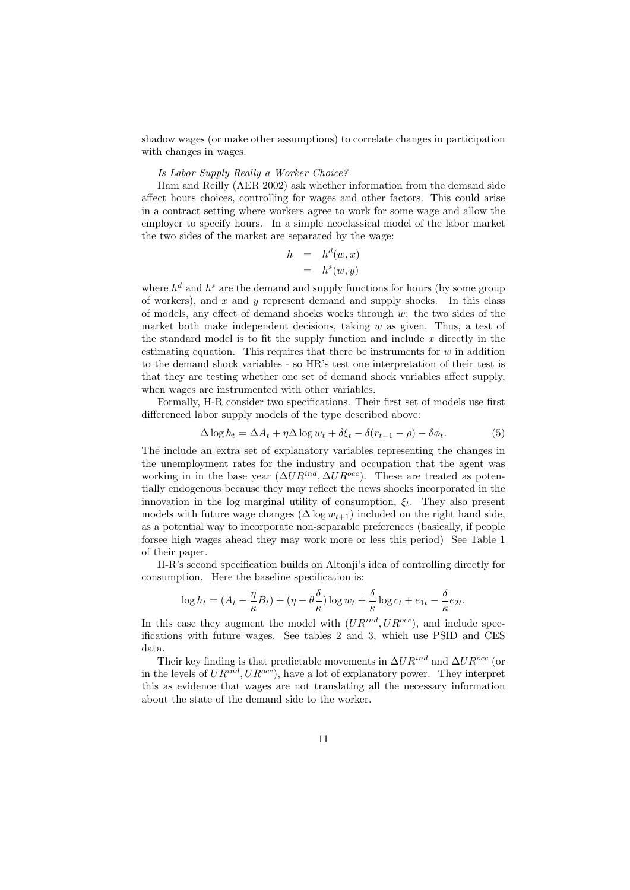shadow wages (or make other assumptions) to correlate changes in participation with changes in wages.

*Is Labor Supply Really a Worker Choice?*

Ham and Reilly (AER 2002) ask whether information from the demand side affect hours choices, controlling for wages and other factors. This could arise in a contract setting where workers agree to work for some wage and allow the employer to specify hours. In a simple neoclassical model of the labor market the two sides of the market are separated by the wage:

$$
\begin{aligned}
h &= h^d(w, x) \\
&= h^s(w, y)
\end{aligned}
$$

where $h^d$ and $h^s$ are the demand and supply functions for hours (by some group of workers), and $x$ and $y$ represent demand and supply shocks. In this class of models, any effect of demand shocks works through $w$: the two sides of the market both make independent decisions, taking $w$ as given. Thus, a test of the standard model is to fit the supply function and include $x$ directly in the estimating equation. This requires that there be instruments for $w$ in addition to the demand shock variables - so HR's test one interpretation of their test is that they are testing whether one set of demand shock variables affect supply, when wages are instrumented with other variables.

Formally, H-R consider two specifications. Their first set of models use first differenced labor supply models of the type described above:

$$
\Delta \log h_t = \Delta A_t + \eta \Delta \log w_t + \delta \xi_t - \delta(r_{t-1} - \rho) - \delta \phi_t. \tag{5}
$$

The include an extra set of explanatory variables representing the changes in the unemployment rates for the industry and occupation that the agent was working in in the base year ($\Delta UR^{ind}, \Delta UR^{occ}$). These are treated as potentially endogenous because they may reflect the news shocks incorporated in the innovation in the log marginal utility of consumption, $\xi_t$. They also present models with future wage changes ($\Delta \log w_{t+1}$) included on the right hand side, as a potential way to incorporate non-separable preferences (basically, if people forsee high wages ahead they may work more or less this period) See Table 1 of their paper.

H-R's second specification builds on Altonji's idea of controlling directly for consumption. Here the baseline specification is:

$$
\log h_t = (A_t - \frac{\eta}{\kappa} B_t) + (\eta - \theta \frac{\delta}{\kappa}) \log w_t + \frac{\delta}{\kappa} \log c_t + e_{1t} - \frac{\delta}{\kappa} e_{2t}.
$$

In this case they augment the model with ($UR^{ind}, UR^{occ}$), and include specifications with future wages. See tables 2 and 3, which use PSID and CES data.

Their key finding is that predictable movements in $\Delta UR^{ind}$ and $\Delta UR^{occ}$ (or in the levels of $UR^{ind}, UR^{occ}$), have a lot of explanatory power. They interpret this as evidence that wages are not translating all the necessary information about the state of the demand side to the worker.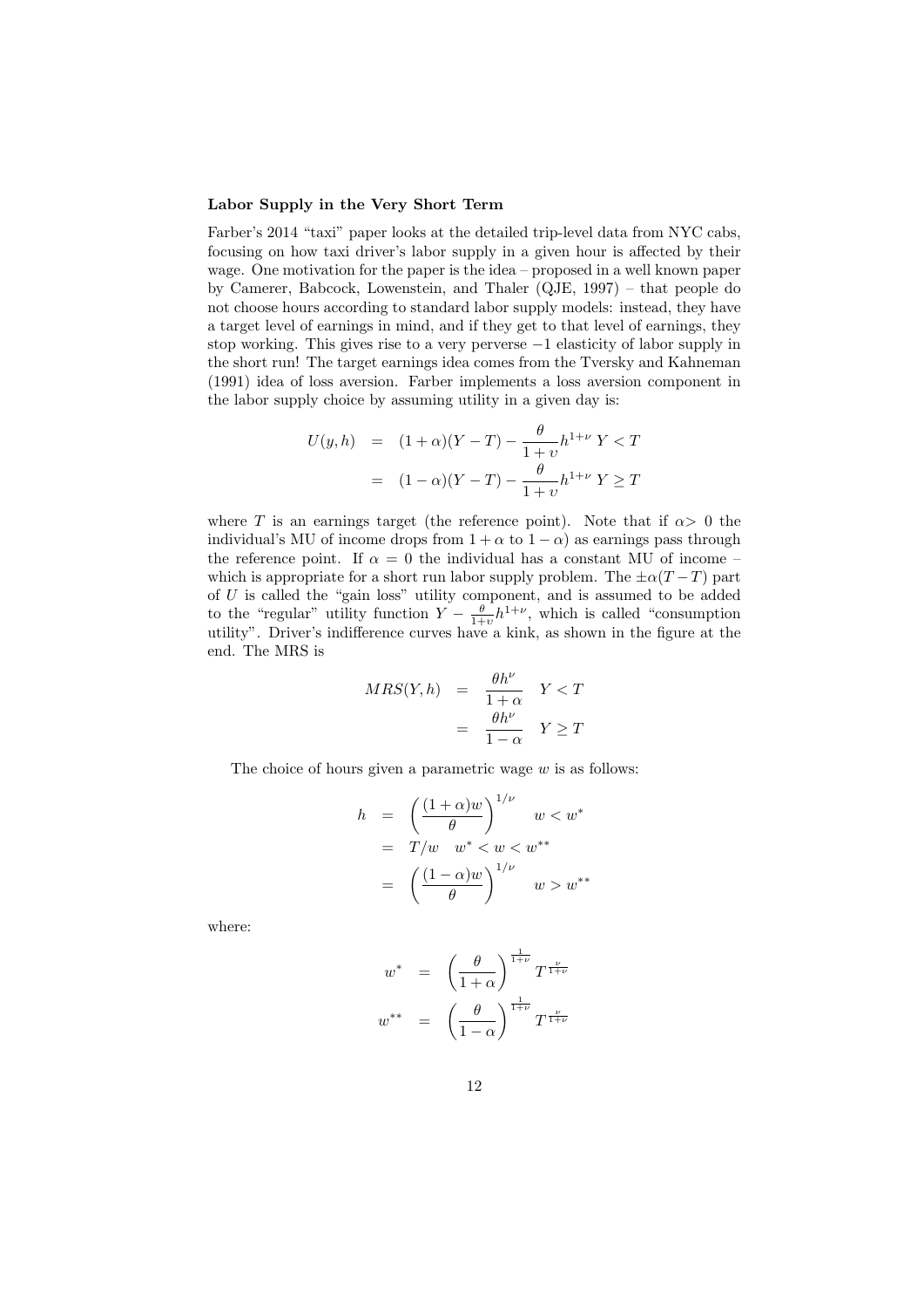**Labor Supply in the Very Short Term**

Farber's 2014 "taxi" paper looks at the detailed trip-level data from NYC cabs, focusing on how taxi driver's labor supply in a given hour is affected by their wage. One motivation for the paper is the idea – proposed in a well known paper by Camerer, Babcock, Lowenstein, and Thaler (QJE, 1997) – that people do not choose hours according to standard labor supply models: instead, they have a target level of earnings in mind, and if they get to that level of earnings, they stop working. This gives rise to a very perverse $-1$ elasticity of labor supply in the short run! The target earnings idea comes from the Tversky and Kahneman (1991) idea of loss aversion. Farber implements a loss aversion component in the labor supply choice by assuming utility in a given day is:

$$
\begin{aligned}
U(y,h) &= (1+\alpha)(Y-T) - \frac{\theta}{1+\upsilon} h^{1+\nu} \; Y < T \\
&= (1-\alpha)(Y-T) - \frac{\theta}{1+\upsilon} h^{1+\nu} \; Y \geq T
\end{aligned}
$$

where $T$ is an earnings target (the reference point). Note that if $\alpha > 0$ the individual's MU of income drops from $1+\alpha$ to $1-\alpha$) as earnings pass through the reference point. If $\alpha = 0$ the individual has a constant MU of income – which is appropriate for a short run labor supply problem. The $\pm\alpha(T-T)$ part of $U$ is called the "gain loss" utility component, and is assumed to be added to the "regular" utility function $Y - \frac{\theta}{1+\upsilon} h^{1+\nu}$, which is called "consumption utility". Driver's indifference curves have a kink, as shown in the figure at the end. The MRS is

$$
\begin{aligned}
MRS(Y,h) &= \frac{\theta h^{\nu}}{1+\alpha} \quad Y < T \\
&= \frac{\theta h^{\nu}}{1-\alpha} \quad Y \geq T
\end{aligned}
$$

The choice of hours given a parametric wage $w$ is as follows:

$$
\begin{aligned}
h &= \left( \frac{(1+\alpha)w}{\theta} \right)^{1/\nu} \quad w < w^{*} \\
&= T/w \quad w^{*} < w < w^{**} \\
&= \left( \frac{(1-\alpha)w}{\theta} \right)^{1/\nu} \quad w > w^{**}
\end{aligned}
$$

where:

$$
\begin{aligned}
w^{*} &= \left( \frac{\theta}{1+\alpha} \right)^{\frac{1}{1+\nu}} T^{\frac{\nu}{1+\nu}} \\
w^{**} &= \left( \frac{\theta}{1-\alpha} \right)^{\frac{1}{1+\nu}} T^{\frac{\nu}{1+\nu}}
\end{aligned}
$$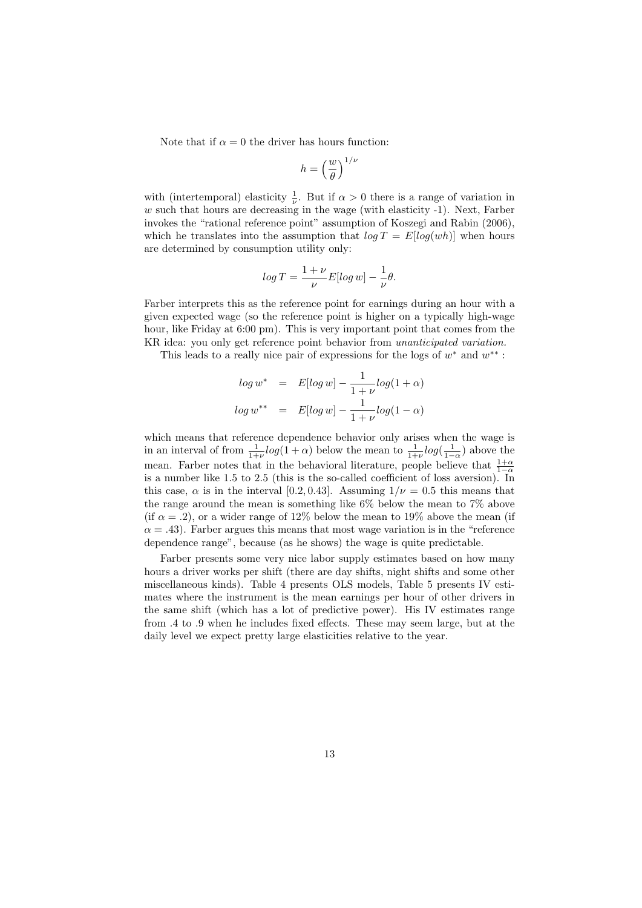Note that if $\alpha = 0$ the driver has hours function:

$$h = \left(\frac{w}{\theta}\right)^{1/\nu}$$

with (intertemporal) elasticity $\frac{1}{\nu}$. But if $\alpha > 0$ there is a range of variation in $w$ such that hours are decreasing in the wage (with elasticity -1). Next, Farber invokes the "rational reference point" assumption of Koszegi and Rabin (2006), which he translates into the assumption that $log\, T = E[log(wh)]$ when hours are determined by consumption utility only:

$$log\, T = \frac{1+\nu}{\nu} E[log\, w] - \frac{1}{\nu}\theta.$$

Farber interprets this as the reference point for earnings during an hour with a given expected wage (so the reference point is higher on a typically high-wage hour, like Friday at 6:00 pm). This is very important point that comes from the KR idea: you only get reference point behavior from *unanticipated variation.*

This leads to a really nice pair of expressions for the logs of $w^*$ and $w^{**}$ :

$$\begin{aligned} log\, w^* &= E[log\, w] - \frac{1}{1+\nu} log(1+\alpha) \\ log\, w^{**} &= E[log\, w] - \frac{1}{1+\nu} log(1-\alpha) \end{aligned}$$

which means that reference dependence behavior only arises when the wage is in an interval of from $\frac{1}{1+\nu}log(1+\alpha)$ below the mean to $\frac{1}{1+\nu}log(\frac{1}{1-\alpha})$ above the mean. Farber notes that in the behavioral literature, people believe that $\frac{1+\alpha}{1-\alpha}$ is a number like 1.5 to 2.5 (this is the so-called coefficient of loss aversion). In this case, $\alpha$ is in the interval $[0.2, 0.43]$. Assuming $1/\nu = 0.5$ this means that the range around the mean is something like 6% below the mean to 7% above (if $\alpha = .2$), or a wider range of 12% below the mean to 19% above the mean (if $\alpha = .43$). Farber argues this means that most wage variation is in the "reference dependence range", because (as he shows) the wage is quite predictable.

Farber presents some very nice labor supply estimates based on how many hours a driver works per shift (there are day shifts, night shifts and some other miscellaneous kinds). Table 4 presents OLS models, Table 5 presents IV estimates where the instrument is the mean earnings per hour of other drivers in the same shift (which has a lot of predictive power). His IV estimates range from .4 to .9 when he includes fixed effects. These may seem large, but at the daily level we expect pretty large elasticities relative to the year.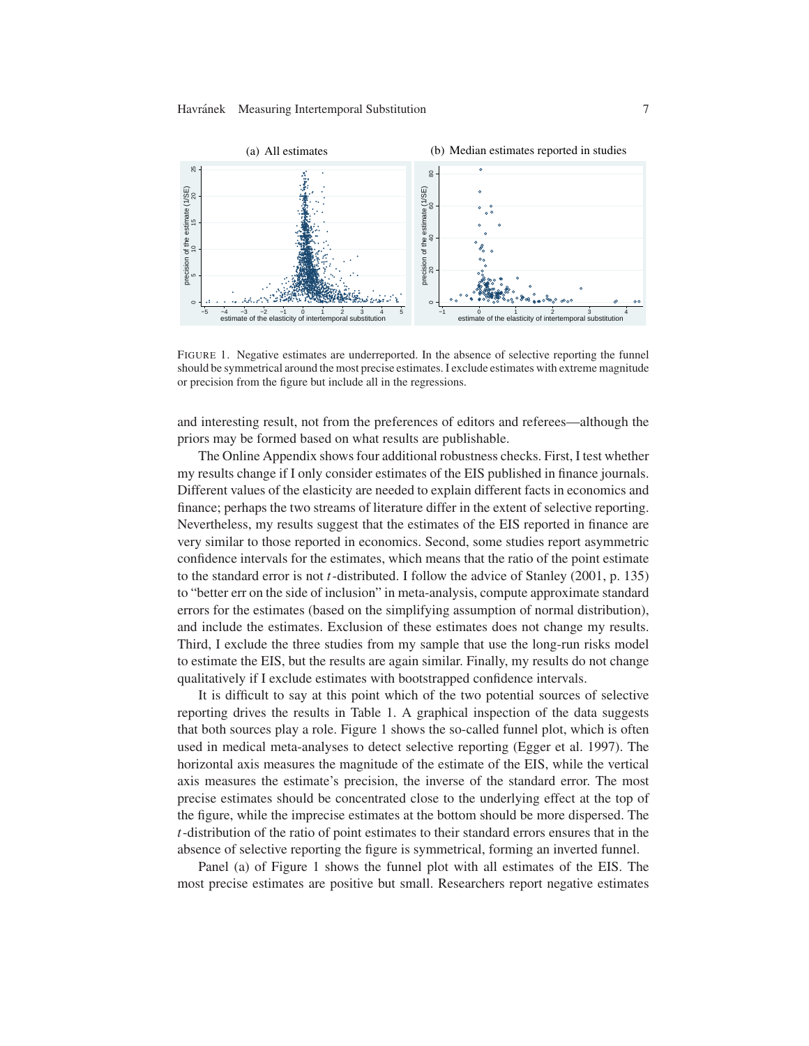(a) All estimates

(b) Median estimates reported in studies

FIGURE 1. Negative estimates are underreported. In the absence of selective reporting the funnel should be symmetrical around the most precise estimates. I exclude estimates with extreme magnitude or precision from the figure but include all in the regressions.

and interesting result, not from the preferences of editors and referees—although the priors may be formed based on what results are publishable.

The Online Appendix shows four additional robustness checks. First, I test whether my results change if I only consider estimates of the EIS published in finance journals. Different values of the elasticity are needed to explain different facts in economics and finance; perhaps the two streams of literature differ in the extent of selective reporting. Nevertheless, my results suggest that the estimates of the EIS reported in finance are very similar to those reported in economics. Second, some studies report asymmetric confidence intervals for the estimates, which means that the ratio of the point estimate to the standard error is not $t$-distributed. I follow the advice of Stanley (2001, p. 135) to "better err on the side of inclusion" in meta-analysis, compute approximate standard errors for the estimates (based on the simplifying assumption of normal distribution), and include the estimates. Exclusion of these estimates does not change my results. Third, I exclude the three studies from my sample that use the long-run risks model to estimate the EIS, but the results are again similar. Finally, my results do not change qualitatively if I exclude estimates with bootstrapped confidence intervals.

It is difficult to say at this point which of the two potential sources of selective reporting drives the results in Table 1. A graphical inspection of the data suggests that both sources play a role. Figure 1 shows the so-called funnel plot, which is often used in medical meta-analyses to detect selective reporting (Egger et al. 1997). The horizontal axis measures the magnitude of the estimate of the EIS, while the vertical axis measures the estimate's precision, the inverse of the standard error. The most precise estimates should be concentrated close to the underlying effect at the top of the figure, while the imprecise estimates at the bottom should be more dispersed. The $t$-distribution of the ratio of point estimates to their standard errors ensures that in the absence of selective reporting the figure is symmetrical, forming an inverted funnel.

Panel (a) of Figure 1 shows the funnel plot with all estimates of the EIS. The most precise estimates are positive but small. Researchers report negative estimates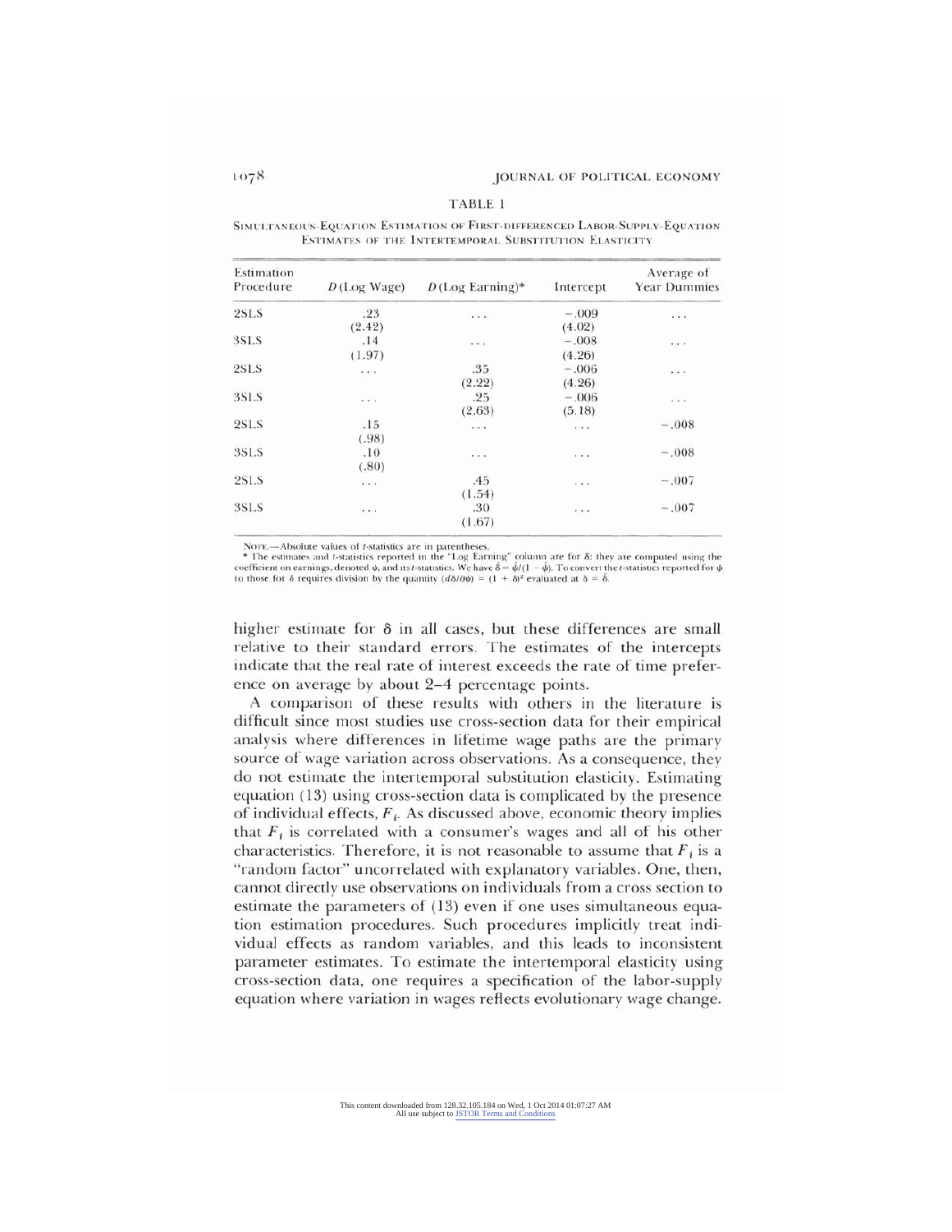TABLE 1

SIMULTANEOUS-EQUATION ESTIMATION OF FIRST-DIFFERENCED LABOR-SUPPLY-EQUATION ESTIMATES OF THE INTERTEMPORAL SUBSTITUTION ELASTICITY

| Estimation Procedure | D(Log Wage) | D(Log Earning)* | Intercept | Average of Year Dummies |
|---|---|---|---|---|
| 2SLS | .23 (2.42) | . . . | −.009 (4.02) | . . . |
| 3SLS | .14 (1.97) | . . . | −.008 (4.26) | . . . |
| 2SLS | . . . | .35 (2.22) | −.006 (4.26) | . . . |
| 3SLS | . . . | .25 (2.63) | −.006 (5.18) | . . . |
| 2SLS | .15 (.98) | . . . | . . . | −.008 |
| 3SLS | .10 (.80) | . . . | . . . | −.008 |
| 2SLS | . . . | .45 (1.54) | . . . | −.007 |
| 3SLS | . . . | .30 (1.67) | . . . | −.007 |

NOTE.—Absolute values of $t$-statistics are in parentheses.
* The estimates and $t$-statistics reported in the "Log Earning" column are for $\delta$; they are computed using the coefficient on earnings, denoted $\psi$, and its $t$-statistics. We have $\hat{\delta} = \hat{\psi}/(1 - \hat{\psi})$. To convert the $t$-statistics reported for $\psi$ to those for $\delta$ requires division by the quantity $(d\delta/d\psi) = (1 + \delta)^2$ evaluated at $\delta = \hat{\delta}$.

higher estimate for $\delta$ in all cases, but these differences are small relative to their standard errors. The estimates of the intercepts indicate that the real rate of interest exceeds the rate of time preference on average by about 2–4 percentage points.

A comparison of these results with others in the literature is difficult since most studies use cross-section data for their empirical analysis where differences in lifetime wage paths are the primary source of wage variation across observations. As a consequence, they do not estimate the intertemporal substitution elasticity. Estimating equation (13) using cross-section data is complicated by the presence of individual effects, $F_i$. As discussed above, economic theory implies that $F_i$ is correlated with a consumer's wages and all of his other characteristics. Therefore, it is not reasonable to assume that $F_i$ is a "random factor" uncorrelated with explanatory variables. One, then, cannot directly use observations on individuals from a cross section to estimate the parameters of (13) even if one uses simultaneous equation estimation procedures. Such procedures implicitly treat individual effects as random variables, and this leads to inconsistent parameter estimates. To estimate the intertemporal elasticity using cross-section data, one requires a specification of the labor-supply equation where variation in wages reflects evolutionary wage change.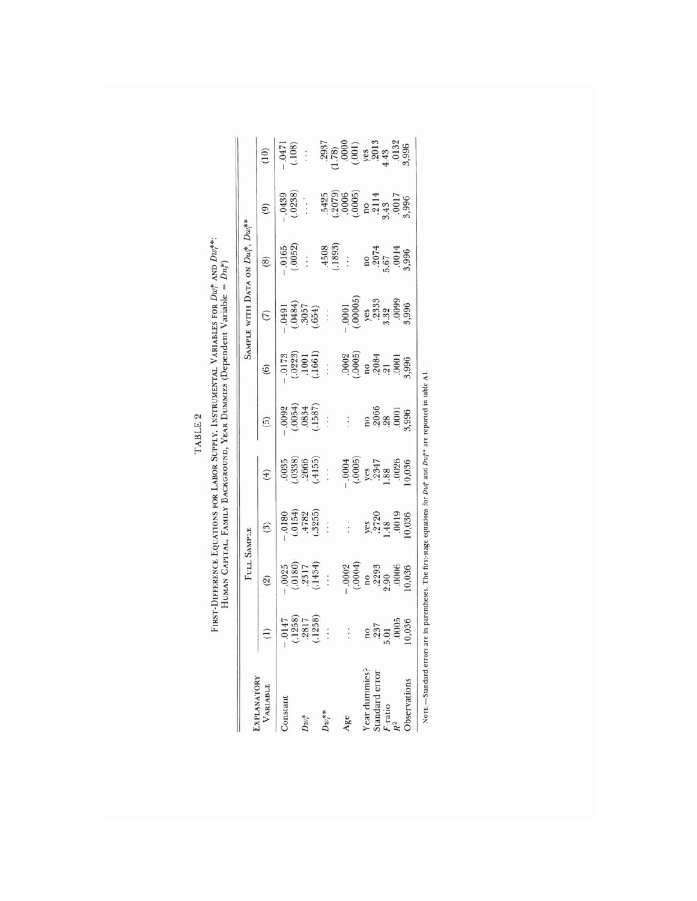TABLE 2

FIRST-DIFFERENCE EQUATIONS FOR LABOR SUPPLY, INSTRUMENTAL VARIABLES FOR $Dw_t^*$ AND $Dw_t^{**}$: HUMAN CAPITAL, FAMILY BACKGROUND, YEAR DUMMIES (Dependent Variable = $Dn_t^*$)

| EXPLANATORY VARIABLE | FULL SAMPLE | | | | SAMPLE WITH DATA ON $Dw_t^*$, $Dw_t^{**}$ | | | | | |
|---|---|---|---|---|---|---|---|---|---|---|
| | (1) | (2) | (3) | (4) | (5) | (6) | (7) | (8) | (9) | (10) |
| Constant | −.0147 | −.0025 | −.0180 | .0035 | −.0092 | −.0173 | −.0491 | −.0165 | −.0439 | −.0471 |
| | (.1258) | (.0180) | (.0154) | (.0338) | (.0054) | (.0223) | (.0484) | (.0052) | (.0238) | (.108) |
| $Dw_t^*$ | .2817 | .2317 | .4782 | .2666 | .0834 | .1001 | .3057 | ... | ... | ... |
| | (.1258) | (.1434) | (.3255) | (.4155) | (.1587) | (.1661) | (.654) | | | |
| $Dw_t^{**}$ | ... | ... | ... | ... | ... | ... | ... | .4508 | .5425 | .2937 |
| | | | | | | | | (.1893) | (.2079) | (1.78) |
| Age | ... | −.0002 | ... | −.0004 | ... | .0002 | −.0001 | ... | .0006 | .0000 |
| | | (.0004) | | (.0005) | | (.0005) | (.00005) | | (.0005) | (.001) |
| Year dummies? | no | no | yes | yes | no | no | yes | no | no | yes |
| Standard error | .237 | .2293 | .2720 | .2347 | .2066 | .2084 | .2333 | .2074 | .2114 | .2013 |
| $F$-ratio | 5.01 | 2.90 | 1.48 | 1.88 | .28 | .21 | 3.32 | 5.67 | 3.43 | 4.43 |
| $R^2$ | .0005 | .0006 | .0019 | .0026 | .0001 | .0001 | .0099 | .0014 | .0017 | .0132 |
| Observations | 10,036 | 10,036 | 10,036 | 10,036 | 3,996 | 3,996 | 3,996 | 3,996 | 3,996 | 3,996 |

NOTE.—Standard errors are in parentheses. The first-stage equations for $Dw_t^*$ and $Dw_t^{**}$ are reported in table A1.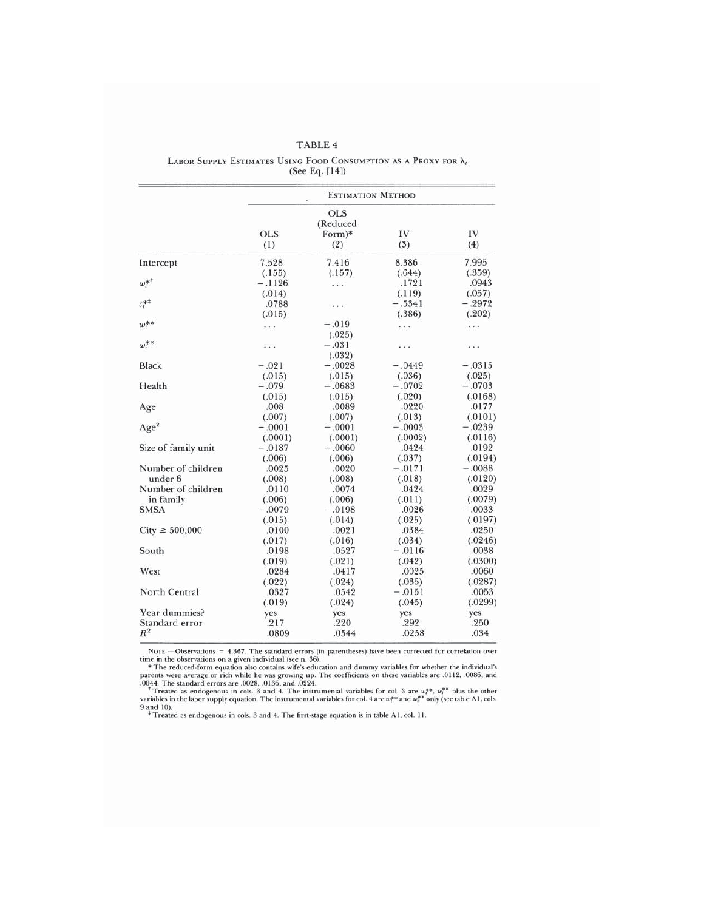TABLE 4

LABOR SUPPLY ESTIMATES USING FOOD CONSUMPTION AS A PROXY FOR $\lambda_t$
(See Eq. [14])

| | ESTIMATION METHOD | | | |
|---|---|---|---|---|
| | OLS (1) | OLS (Reduced Form)* (2) | IV (3) | IV (4) |
| Intercept | 7.528 | 7.416 | 8.386 | 7.995 |
| | (.155) | (.157) | (.644) | (.359) |
| $w_i^{*\dagger}$ | −.1126 | ... | .1721 | .0943 |
| | (.014) | | (.119) | (.057) |
| $c_i^{*\ddagger}$ | .0788 | ... | −.5341 | −.2972 |
| | (.015) | | (.386) | (.202) |
| $w_i^{**}$ | ... | −.019 | ... | ... |
| | | (.025) | | |
| $w_i^{**}$ | ... | −.031 | ... | ... |
| | | (.032) | | |
| Black | −.021 | −.0028 | −.0449 | −.0315 |
| | (.015) | (.015) | (.036) | (.025) |
| Health | −.079 | −.0683 | −.0702 | −.0703 |
| | (.015) | (.015) | (.020) | (.0168) |
| Age | .008 | .0089 | .0220 | .0177 |
| | (.007) | (.007) | (.013) | (.0101) |
| Age$^2$ | −.0001 | −.0001 | −.0003 | −.0239 |
| | (.0001) | (.0001) | (.0002) | (.0116) |
| Size of family unit | −.0187 | −.0060 | .0424 | .0192 |
| | (.006) | (.006) | (.037) | (.0194) |
| Number of children under 6 | .0025 | .0020 | −.0171 | −.0088 |
| | (.008) | (.008) | (.018) | (.0120) |
| Number of children in family | .0110 | .0074 | .0424 | .0029 |
| | (.006) | (.006) | (.011) | (.0079) |
| SMSA | −.0079 | −.0198 | .0026 | −.0033 |
| | (.015) | (.014) | (.025) | (.0197) |
| City ≥ 500,000 | .0100 | .0021 | .0384 | .0250 |
| | (.017) | (.016) | (.034) | (.0246) |
| South | .0198 | .0527 | −.0116 | .0038 |
| | (.019) | (.021) | (.042) | (.0300) |
| West | .0284 | .0417 | .0025 | .0060 |
| | (.022) | (.024) | (.035) | (.0287) |
| North Central | .0327 | .0542 | −.0151 | .0053 |
| | (.019) | (.024) | (.045) | (.0299) |
| Year dummies? | yes | yes | yes | yes |
| Standard error | .217 | .220 | .292 | .250 |
| $R^2$ | .0809 | .0544 | .0258 | .034 |

NOTE.—Observations = 4,367. The standard errors (in parentheses) have been corrected for correlation over time in the observations on a given individual (see n. 36).

\* The reduced-form equation also contains wife's education and dummy variables for whether the individual's parents were average or rich while he was growing up. The coefficients on these variables are .0112, .0086, and .0044. The standard errors are .0028, .0136, and .0224.

† Treated as endogenous in cols. 3 and 4. The instrumental variables for col. 3 are $w_i^{**}$, $w_i^{**}$ plus the other variables in the labor supply equation. The instrumental variables for col. 4 are $w_i^{**}$ and $w_i^{**}$ only (see table A1, cols. 9 and 10).

‡ Treated as endogenous in cols. 3 and 4. The first-stage equation is in table A1, col. 11.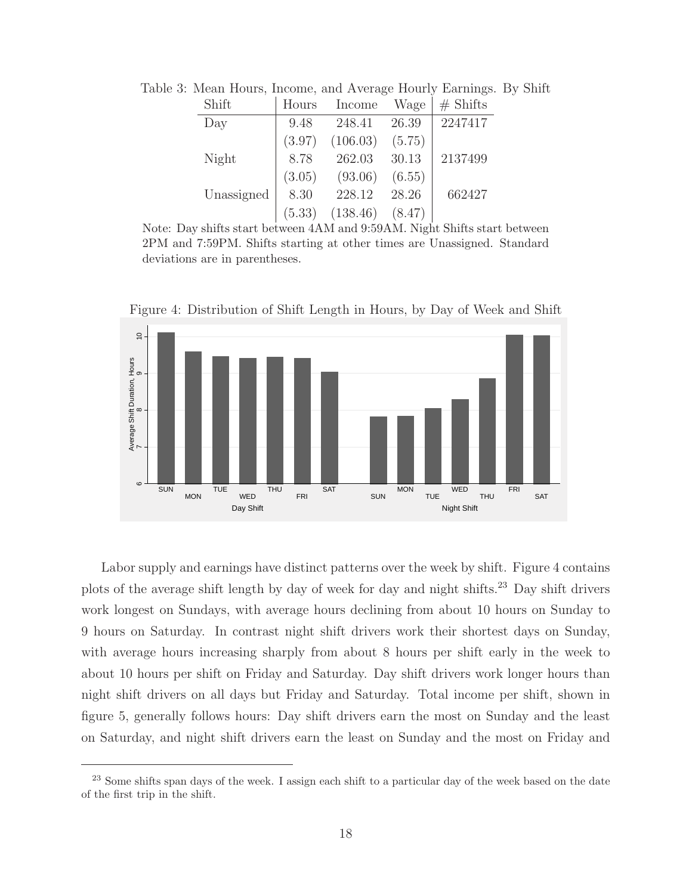Table 3: Mean Hours, Income, and Average Hourly Earnings. By Shift

| Shift | Hours | Income | Wage | # Shifts |
|---|---|---|---|---|
| Day | 9.48 | 248.41 | 26.39 | 2247417 |
| | (3.97) | (106.03) | (5.75) | |
| Night | 8.78 | 262.03 | 30.13 | 2137499 |
| | (3.05) | (93.06) | (6.55) | |
| Unassigned | 8.30 | 228.12 | 28.26 | 662427 |
| | (5.33) | (138.46) | (8.47) | |

Note: Day shifts start between 4AM and 9:59AM. Night Shifts start between 2PM and 7:59PM. Shifts starting at other times are Unassigned. Standard deviations are in parentheses.

Figure 4: Distribution of Shift Length in Hours, by Day of Week and Shift

Labor supply and earnings have distinct patterns over the week by shift. Figure 4 contains plots of the average shift length by day of week for day and night shifts.[23] Day shift drivers work longest on Sundays, with average hours declining from about 10 hours on Sunday to 9 hours on Saturday. In contrast night shift drivers work their shortest days on Sunday, with average hours increasing sharply from about 8 hours per shift early in the week to about 10 hours per shift on Friday and Saturday. Day shift drivers work longer hours than night shift drivers on all days but Friday and Saturday. Total income per shift, shown in figure 5, generally follows hours: Day shift drivers earn the most on Sunday and the least on Saturday, and night shift drivers earn the least on Sunday and the most on Friday and

[23] Some shifts span days of the week. I assign each shift to a particular day of the week based on the date of the first trip in the shift.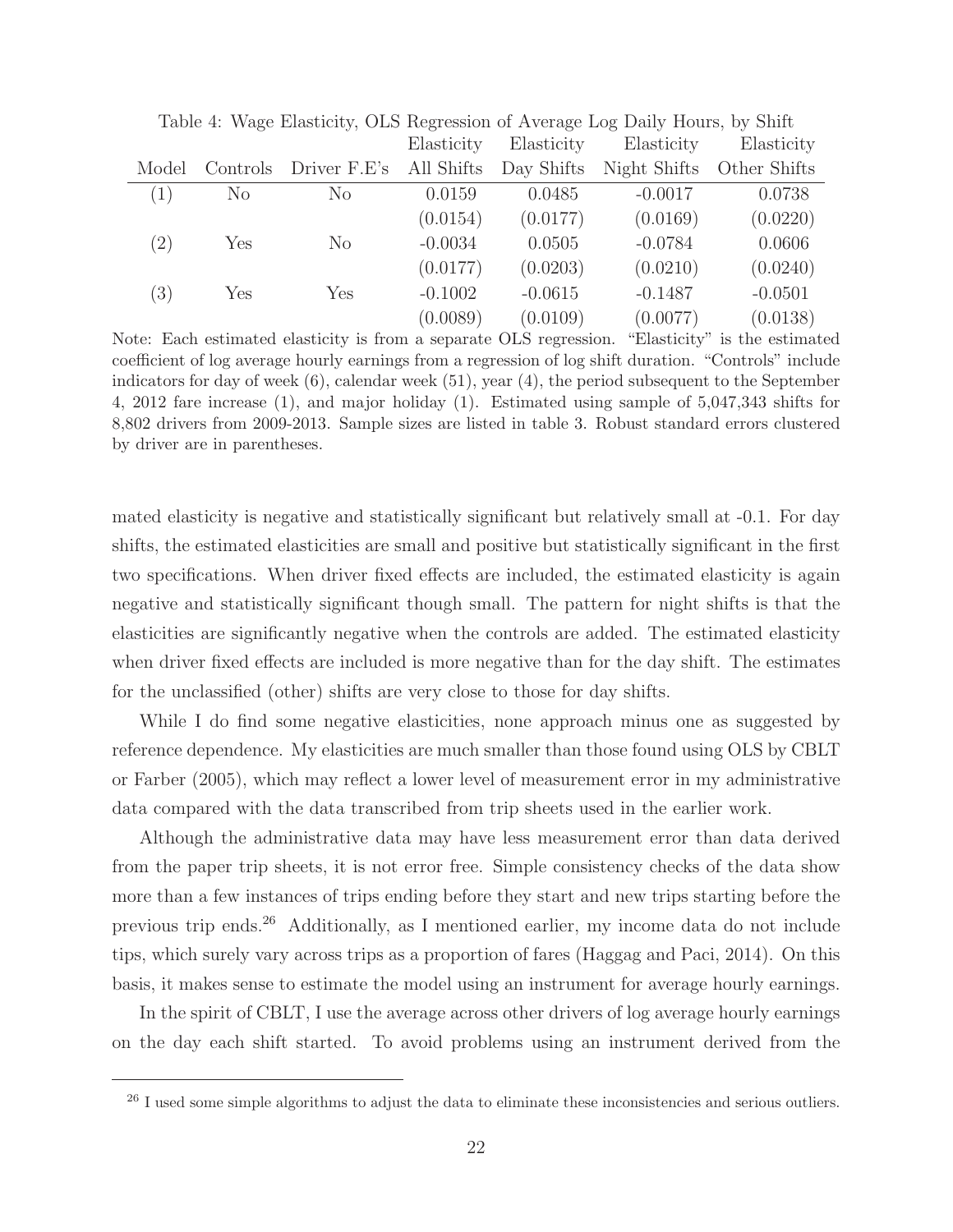Table 4: Wage Elasticity, OLS Regression of Average Log Daily Hours, by Shift

| Model | Controls | Driver F.E's | Elasticity All Shifts | Elasticity Day Shifts | Elasticity Night Shifts | Elasticity Other Shifts |
|---|---|---|---|---|---|---|
| (1) | No | No | 0.0159 | 0.0485 | -0.0017 | 0.0738 |
| | | | (0.0154) | (0.0177) | (0.0169) | (0.0220) |
| (2) | Yes | No | -0.0034 | 0.0505 | -0.0784 | 0.0606 |
| | | | (0.0177) | (0.0203) | (0.0210) | (0.0240) |
| (3) | Yes | Yes | -0.1002 | -0.0615 | -0.1487 | -0.0501 |
| | | | (0.0089) | (0.0109) | (0.0077) | (0.0138) |

Note: Each estimated elasticity is from a separate OLS regression. "Elasticity" is the estimated coefficient of log average hourly earnings from a regression of log shift duration. "Controls" include indicators for day of week (6), calendar week (51), year (4), the period subsequent to the September 4, 2012 fare increase (1), and major holiday (1). Estimated using sample of 5,047,343 shifts for 8,802 drivers from 2009-2013. Sample sizes are listed in table 3. Robust standard errors clustered by driver are in parentheses.

mated elasticity is negative and statistically significant but relatively small at -0.1. For day shifts, the estimated elasticities are small and positive but statistically significant in the first two specifications. When driver fixed effects are included, the estimated elasticity is again negative and statistically significant though small. The pattern for night shifts is that the elasticities are significantly negative when the controls are added. The estimated elasticity when driver fixed effects are included is more negative than for the day shift. The estimates for the unclassified (other) shifts are very close to those for day shifts.

While I do find some negative elasticities, none approach minus one as suggested by reference dependence. My elasticities are much smaller than those found using OLS by CBLT or Farber (2005), which may reflect a lower level of measurement error in my administrative data compared with the data transcribed from trip sheets used in the earlier work.

Although the administrative data may have less measurement error than data derived from the paper trip sheets, it is not error free. Simple consistency checks of the data show more than a few instances of trips ending before they start and new trips starting before the previous trip ends.[26] Additionally, as I mentioned earlier, my income data do not include tips, which surely vary across trips as a proportion of fares (Haggag and Paci, 2014). On this basis, it makes sense to estimate the model using an instrument for average hourly earnings.

In the spirit of CBLT, I use the average across other drivers of log average hourly earnings on the day each shift started. To avoid problems using an instrument derived from the

[26] I used some simple algorithms to adjust the data to eliminate these inconsistencies and serious outliers.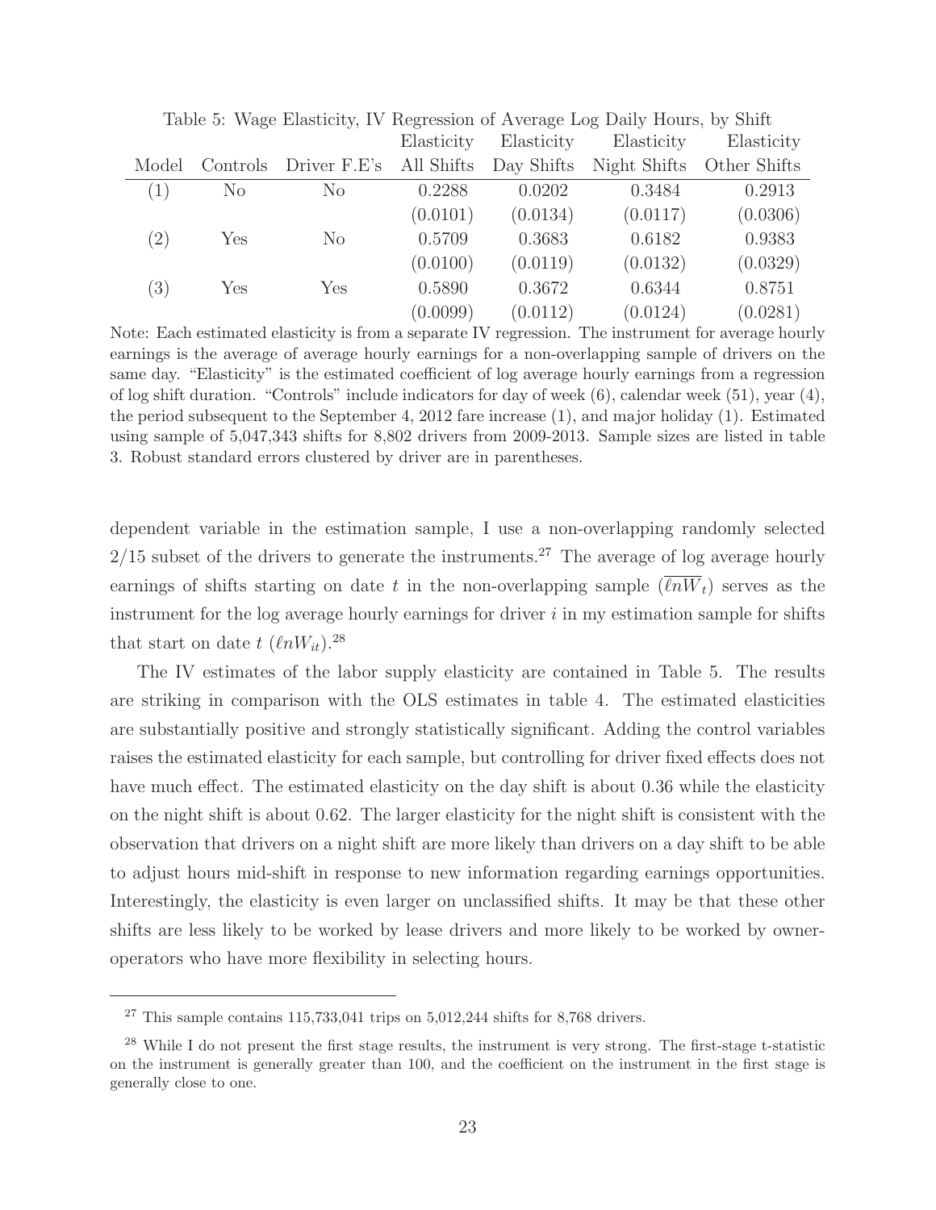Table 5: Wage Elasticity, IV Regression of Average Log Daily Hours, by Shift

| Model | Controls | Driver F.E's | Elasticity All Shifts | Elasticity Day Shifts | Elasticity Night Shifts | Elasticity Other Shifts |
|---|---|---|---|---|---|---|
| (1) | No | No | 0.2288 | 0.0202 | 0.3484 | 0.2913 |
| | | | (0.0101) | (0.0134) | (0.0117) | (0.0306) |
| (2) | Yes | No | 0.5709 | 0.3683 | 0.6182 | 0.9383 |
| | | | (0.0100) | (0.0119) | (0.0132) | (0.0329) |
| (3) | Yes | Yes | 0.5890 | 0.3672 | 0.6344 | 0.8751 |
| | | | (0.0099) | (0.0112) | (0.0124) | (0.0281) |

Note: Each estimated elasticity is from a separate IV regression. The instrument for average hourly earnings is the average of average hourly earnings for a non-overlapping sample of drivers on the same day. "Elasticity" is the estimated coefficient of log average hourly earnings from a regression of log shift duration. "Controls" include indicators for day of week (6), calendar week (51), year (4), the period subsequent to the September 4, 2012 fare increase (1), and major holiday (1). Estimated using sample of 5,047,343 shifts for 8,802 drivers from 2009-2013. Sample sizes are listed in table 3. Robust standard errors clustered by driver are in parentheses.

dependent variable in the estimation sample, I use a non-overlapping randomly selected $2/15$ subset of the drivers to generate the instruments.[27] The average of log average hourly earnings of shifts starting on date $t$ in the non-overlapping sample ($\overline{\ell nW}_t$) serves as the instrument for the log average hourly earnings for driver $i$ in my estimation sample for shifts that start on date $t$ ($\ell nW_{it}$).[28]

The IV estimates of the labor supply elasticity are contained in Table 5. The results are striking in comparison with the OLS estimates in table 4. The estimated elasticities are substantially positive and strongly statistically significant. Adding the control variables raises the estimated elasticity for each sample, but controlling for driver fixed effects does not have much effect. The estimated elasticity on the day shift is about 0.36 while the elasticity on the night shift is about 0.62. The larger elasticity for the night shift is consistent with the observation that drivers on a night shift are more likely than drivers on a day shift to be able to adjust hours mid-shift in response to new information regarding earnings opportunities. Interestingly, the elasticity is even larger on unclassified shifts. It may be that these other shifts are less likely to be worked by lease drivers and more likely to be worked by owner-operators who have more flexibility in selecting hours.

[27] This sample contains 115,733,041 trips on 5,012,244 shifts for 8,768 drivers.

[28] While I do not present the first stage results, the instrument is very strong. The first-stage t-statistic on the instrument is generally greater than 100, and the coefficient on the instrument in the first stage is generally close to one.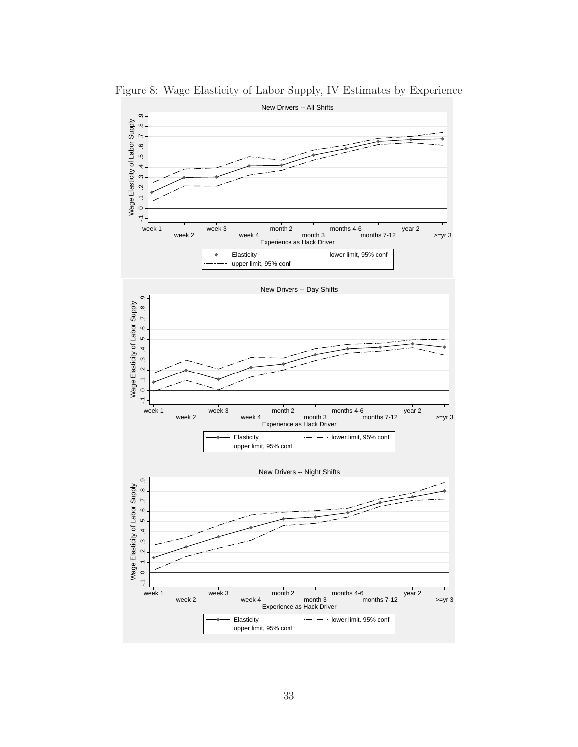Figure 8: Wage Elasticity of Labor Supply, IV Estimates by Experience

New Drivers -- All Shifts

Wage Elasticity of Labor Supply

-.1 0 .1 .2 .3 .4 .5 .6 .7 .8 .9

week 1 week 2 week 3 week 4 month 2 month 3 months 4-6 months 7-12 year 2 >=yr 3

Experience as Hack Driver

Elasticity
lower limit, 95% conf
upper limit, 95% conf

New Drivers -- Day Shifts

Wage Elasticity of Labor Supply

-.1 0 .1 .2 .3 .4 .5 .6 .7 .8 .9

week 1 week 2 week 3 week 4 month 2 month 3 months 4-6 months 7-12 year 2 >=yr 3

Experience as Hack Driver

Elasticity
lower limit, 95% conf
upper limit, 95% conf

New Drivers -- Night Shifts

Wage Elasticity of Labor Supply

-.1 0 .1 .2 .3 .4 .5 .6 .7 .8 .9

week 1 week 2 week 3 week 4 month 2 month 3 months 4-6 months 7-12 year 2 >=yr 3

Experience as Hack Driver

Elasticity
lower limit, 95% conf
upper limit, 95% conf